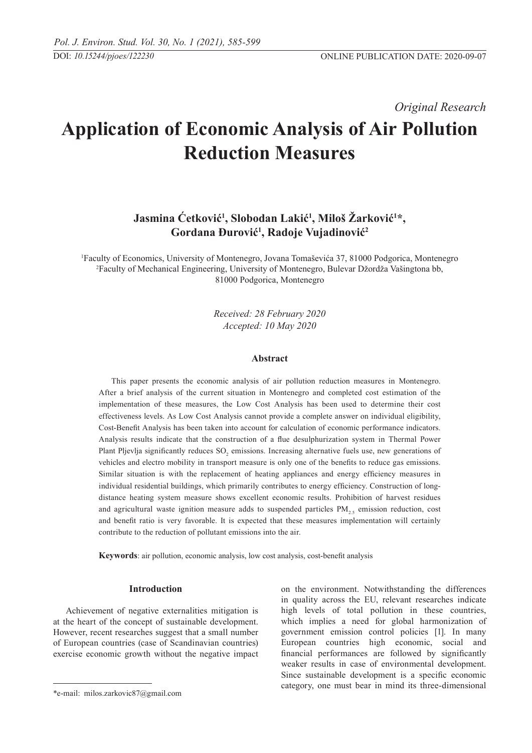DOI: *10.15244/pjoes/122230* ONLINE PUBLICATION DATE: 2020-09-07

*Original Research*

# Application of Economic Analysis of Air Pollution Reduction Measures

**Jasmina Ćetković[1], Slobodan Lakić[1], Miloš Žarković[1]*, Gordana Đurović[1], Radoje Vujadinović[2]**

[1]Faculty of Economics, University of Montenegro, Jovana Tomaševića 37, 81000 Podgorica, Montenegro
[2]Faculty of Mechanical Engineering, University of Montenegro, Bulevar Džordža Vašingtona bb, 81000 Podgorica, Montenegro

*Received: 28 February 2020*
*Accepted: 10 May 2020*

## Abstract

This paper presents the economic analysis of air pollution reduction measures in Montenegro. After a brief analysis of the current situation in Montenegro and completed cost estimation of the implementation of these measures, the Low Cost Analysis has been used to determine their cost effectiveness levels. As Low Cost Analysis cannot provide a complete answer on individual eligibility, Cost-Benefit Analysis has been taken into account for calculation of economic performance indicators. Analysis results indicate that the construction of a flue desulphurization system in Thermal Power Plant Pljevlja significantly reduces $SO_2$ emissions. Increasing alternative fuels use, new generations of vehicles and electro mobility in transport measure is only one of the benefits to reduce gas emissions. Similar situation is with the replacement of heating appliances and energy efficiency measures in individual residential buildings, which primarily contributes to energy efficiency. Construction of long-distance heating system measure shows excellent economic results. Prohibition of harvest residues and agricultural waste ignition measure adds to suspended particles $PM_{2.5}$ emission reduction, cost and benefit ratio is very favorable. It is expected that these measures implementation will certainly contribute to the reduction of pollutant emissions into the air.

**Keywords**: air pollution, economic analysis, low cost analysis, cost-benefit analysis

## Introduction

Achievement of negative externalities mitigation is at the heart of the concept of sustainable development. However, recent researches suggest that a small number of European countries (case of Scandinavian countries) exercise economic growth without the negative impact on the environment. Notwithstanding the differences in quality across the EU, relevant researches indicate high levels of total pollution in these countries, which implies a need for global harmonization of government emission control policies [1]. In many European countries high economic, social and financial performances are followed by significantly weaker results in case of environmental development. Since sustainable development is a specific economic category, one must bear in mind its three-dimensional

*e-mail: milos.zarkovic87@gmail.com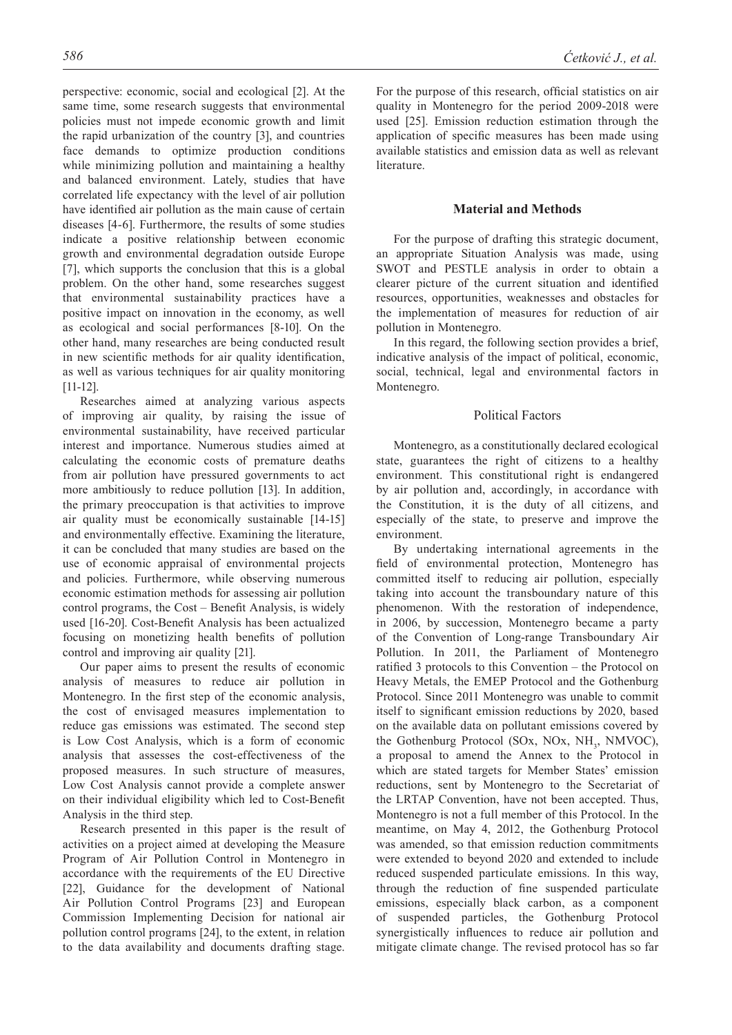perspective: economic, social and ecological [2]. At the same time, some research suggests that environmental policies must not impede economic growth and limit the rapid urbanization of the country [3], and countries face demands to optimize production conditions while minimizing pollution and maintaining a healthy and balanced environment. Lately, studies that have correlated life expectancy with the level of air pollution have identified air pollution as the main cause of certain diseases [4-6]. Furthermore, the results of some studies indicate a positive relationship between economic growth and environmental degradation outside Europe [7], which supports the conclusion that this is a global problem. On the other hand, some researches suggest that environmental sustainability practices have a positive impact on innovation in the economy, as well as ecological and social performances [8-10]. On the other hand, many researches are being conducted result in new scientific methods for air quality identification, as well as various techniques for air quality monitoring [11-12].

Researches aimed at analyzing various aspects of improving air quality, by raising the issue of environmental sustainability, have received particular interest and importance. Numerous studies aimed at calculating the economic costs of premature deaths from air pollution have pressured governments to act more ambitiously to reduce pollution [13]. In addition, the primary preoccupation is that activities to improve air quality must be economically sustainable [14-15] and environmentally effective. Examining the literature, it can be concluded that many studies are based on the use of economic appraisal of environmental projects and policies. Furthermore, while observing numerous economic estimation methods for assessing air pollution control programs, the Cost – Benefit Analysis, is widely used [16-20]. Cost-Benefit Analysis has been actualized focusing on monetizing health benefits of pollution control and improving air quality [21].

Our paper aims to present the results of economic analysis of measures to reduce air pollution in Montenegro. In the first step of the economic analysis, the cost of envisaged measures implementation to reduce gas emissions was estimated. The second step is Low Cost Analysis, which is a form of economic analysis that assesses the cost-effectiveness of the proposed measures. In such structure of measures, Low Cost Analysis cannot provide a complete answer on their individual eligibility which led to Cost-Benefit Analysis in the third step.

Research presented in this paper is the result of activities on a project aimed at developing the Measure Program of Air Pollution Control in Montenegro in accordance with the requirements of the EU Directive [22], Guidance for the development of National Air Pollution Control Programs [23] and European Commission Implementing Decision for national air pollution control programs [24], to the extent, in relation to the data availability and documents drafting stage. For the purpose of this research, official statistics on air quality in Montenegro for the period 2009-2018 were used [25]. Emission reduction estimation through the application of specific measures has been made using available statistics and emission data as well as relevant literature.

## Material and Methods

For the purpose of drafting this strategic document, an appropriate Situation Analysis was made, using SWOT and PESTLE analysis in order to obtain a clearer picture of the current situation and identified resources, opportunities, weaknesses and obstacles for the implementation of measures for reduction of air pollution in Montenegro.

In this regard, the following section provides a brief, indicative analysis of the impact of political, economic, social, technical, legal and environmental factors in Montenegro.

### Political Factors

Montenegro, as a constitutionally declared ecological state, guarantees the right of citizens to a healthy environment. This constitutional right is endangered by air pollution and, accordingly, in accordance with the Constitution, it is the duty of all citizens, and especially of the state, to preserve and improve the environment.

By undertaking international agreements in the field of environmental protection, Montenegro has committed itself to reducing air pollution, especially taking into account the transboundary nature of this phenomenon. With the restoration of independence, in 2006, by succession, Montenegro became a party of the Convention of Long-range Transboundary Air Pollution. In 2011, the Parliament of Montenegro ratified 3 protocols to this Convention – the Protocol on Heavy Metals, the EMEP Protocol and the Gothenburg Protocol. Since 2011 Montenegro was unable to commit itself to significant emission reductions by 2020, based on the available data on pollutant emissions covered by the Gothenburg Protocol (SOx, NOx, $NH_3$, NMVOC), a proposal to amend the Annex to the Protocol in which are stated targets for Member States' emission reductions, sent by Montenegro to the Secretariat of the LRTAP Convention, have not been accepted. Thus, Montenegro is not a full member of this Protocol. In the meantime, on May 4, 2012, the Gothenburg Protocol was amended, so that emission reduction commitments were extended to beyond 2020 and extended to include reduced suspended particulate emissions. In this way, through the reduction of fine suspended particulate emissions, especially black carbon, as a component of suspended particles, the Gothenburg Protocol synergistically influences to reduce air pollution and mitigate climate change. The revised protocol has so far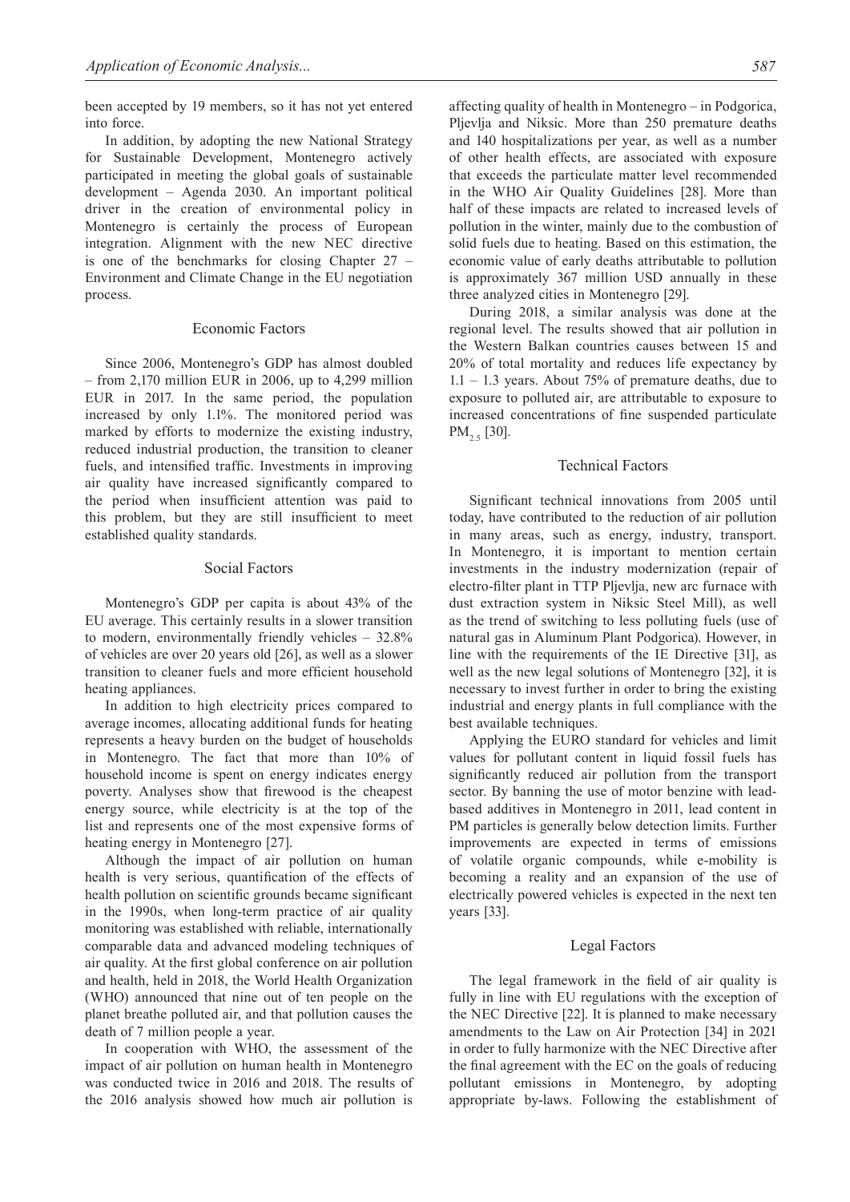been accepted by 19 members, so it has not yet entered into force.

In addition, by adopting the new National Strategy for Sustainable Development, Montenegro actively participated in meeting the global goals of sustainable development – Agenda 2030. An important political driver in the creation of environmental policy in Montenegro is certainly the process of European integration. Alignment with the new NEC directive is one of the benchmarks for closing Chapter 27 – Environment and Climate Change in the EU negotiation process.

### Economic Factors

Since 2006, Montenegro's GDP has almost doubled – from 2,170 million EUR in 2006, up to 4,299 million EUR in 2017. In the same period, the population increased by only 1.1%. The monitored period was marked by efforts to modernize the existing industry, reduced industrial production, the transition to cleaner fuels, and intensified traffic. Investments in improving air quality have increased significantly compared to the period when insufficient attention was paid to this problem, but they are still insufficient to meet established quality standards.

### Social Factors

Montenegro's GDP per capita is about 43% of the EU average. This certainly results in a slower transition to modern, environmentally friendly vehicles – 32.8% of vehicles are over 20 years old [26], as well as a slower transition to cleaner fuels and more efficient household heating appliances.

In addition to high electricity prices compared to average incomes, allocating additional funds for heating represents a heavy burden on the budget of households in Montenegro. The fact that more than 10% of household income is spent on energy indicates energy poverty. Analyses show that firewood is the cheapest energy source, while electricity is at the top of the list and represents one of the most expensive forms of heating energy in Montenegro [27].

Although the impact of air pollution on human health is very serious, quantification of the effects of health pollution on scientific grounds became significant in the 1990s, when long-term practice of air quality monitoring was established with reliable, internationally comparable data and advanced modeling techniques of air quality. At the first global conference on air pollution and health, held in 2018, the World Health Organization (WHO) announced that nine out of ten people on the planet breathe polluted air, and that pollution causes the death of 7 million people a year.

In cooperation with WHO, the assessment of the impact of air pollution on human health in Montenegro was conducted twice in 2016 and 2018. The results of the 2016 analysis showed how much air pollution is affecting quality of health in Montenegro – in Podgorica, Pljevlja and Niksic. More than 250 premature deaths and 140 hospitalizations per year, as well as a number of other health effects, are associated with exposure that exceeds the particulate matter level recommended in the WHO Air Quality Guidelines [28]. More than half of these impacts are related to increased levels of pollution in the winter, mainly due to the combustion of solid fuels due to heating. Based on this estimation, the economic value of early deaths attributable to pollution is approximately 367 million USD annually in these three analyzed cities in Montenegro [29].

During 2018, a similar analysis was done at the regional level. The results showed that air pollution in the Western Balkan countries causes between 15 and 20% of total mortality and reduces life expectancy by 1.1 – 1.3 years. About 75% of premature deaths, due to exposure to polluted air, are attributable to exposure to increased concentrations of fine suspended particulate $PM_{2.5}$ [30].

### Technical Factors

Significant technical innovations from 2005 until today, have contributed to the reduction of air pollution in many areas, such as energy, industry, transport. In Montenegro, it is important to mention certain investments in the industry modernization (repair of electro-filter plant in TTP Pljevlja, new arc furnace with dust extraction system in Niksic Steel Mill), as well as the trend of switching to less polluting fuels (use of natural gas in Aluminum Plant Podgorica). However, in line with the requirements of the IE Directive [31], as well as the new legal solutions of Montenegro [32], it is necessary to invest further in order to bring the existing industrial and energy plants in full compliance with the best available techniques.

Applying the EURO standard for vehicles and limit values for pollutant content in liquid fossil fuels has significantly reduced air pollution from the transport sector. By banning the use of motor benzine with lead-based additives in Montenegro in 2011, lead content in PM particles is generally below detection limits. Further improvements are expected in terms of emissions of volatile organic compounds, while e-mobility is becoming a reality and an expansion of the use of electrically powered vehicles is expected in the next ten years [33].

### Legal Factors

The legal framework in the field of air quality is fully in line with EU regulations with the exception of the NEC Directive [22]. It is planned to make necessary amendments to the Law on Air Protection [34] in 2021 in order to fully harmonize with the NEC Directive after the final agreement with the EC on the goals of reducing pollutant emissions in Montenegro, by adopting appropriate by-laws. Following the establishment of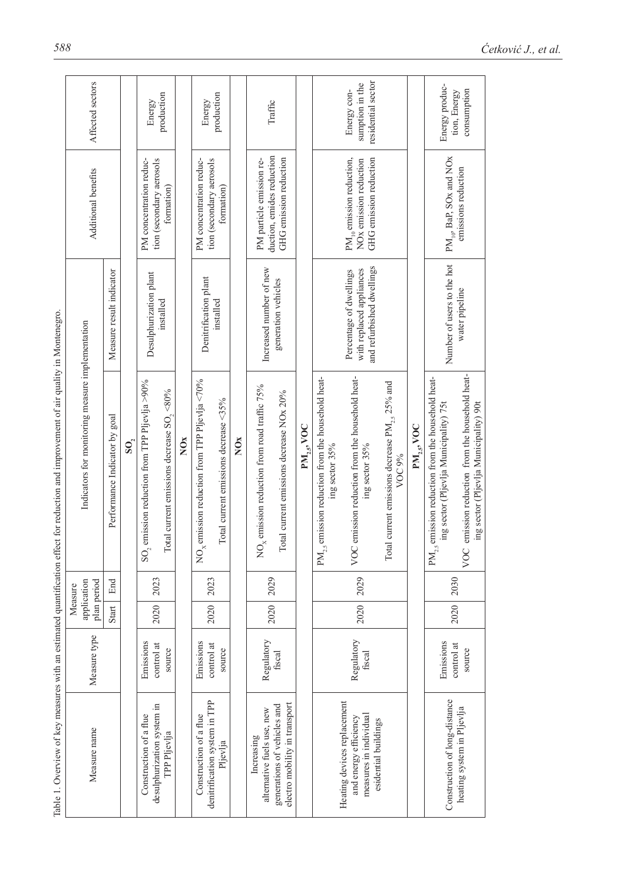Table 1. Overview of key measures with an estimated quantification effect for reduction and improvement of air quality in Montenegro.

| Measure name | Measure type | Measure application plan period | | Indicators for monitoring measure implementation | | Additional benefits | Affected sectors |
|---|---|---|---|---|---|---|---|
| | | Start | End | Performance Indicator by goal | Measure result indicator | | |
| | | | | $SO_2$ | | | |
| Construction of a flue desulphurization system in TPP Pljevlja | Emissions control at source | 2020 | 2023 | $SO_2$ emission reduction from TPP Pljevlja >90%<br>Total current emissions decrease $SO_2$ <80% | Desulphurization plant installed | PM concentration reduction (secondary aerosols formation) | Energy production |
| | | | | NOx | | | |
| Construction of a flue denitrification system in TPP Pljevlja | Emissions control at source | 2020 | 2023 | $NO_x$ emission reduction from TPP Pljevlja <70%<br>Total current emissions decrease <35% | Denitrification plant installed | PM concentration reduction (secondary aerosols formation) | Energy production |
| | | | | NOx | | | |
| Increasing alternative fuels use, new generations of vehicles and electro mobility in transport | Regulatory fiscal | 2020 | 2029 | $NO_x$ emission reduction from road traffic 75%<br>Total current emissions decrease NOx 20% | Increased number of new generation vehicles | PM particle emission reduction, emides emission reduction GHG emission reduction | Traffic |
| | | | | $PM_{2.5}$, VOC | | | |
| Heating devices replacement and energy efficiency measures in individual esidential buildings | Regulatory fiscal | 2020 | 2029 | $PM_{2.5}$ emission reduction from the household heating sector 35%<br>VOC emission reduction from the household heating sector 35%<br>Total current emissions decrease $PM_{2.5}$ 25% and VOC 9% | Percentage of dwellings with replaced appliances and refurbished dwellings | $PM_{10}$ emission reduction, NOx emission reduction GHG emission reduction | Energy consumption in the residential sector |
| | | | | $PM_{2.5}$, VOC | | | |
| Construction of long-distance heating system in Pljevlja | Emissions control at source | 2020 | 2030 | $PM_{2.5}$ emission reduction from the household heating sector (Pljevlja Municipality) 75t<br>VOC emission reduction from the household heating sector (Pljevlja Municipality) 90t | Number of users to the hot water pipeline | $PM_{10}$, BaP, SOx and NOx emissions reduction | Energy production, Energy consumption |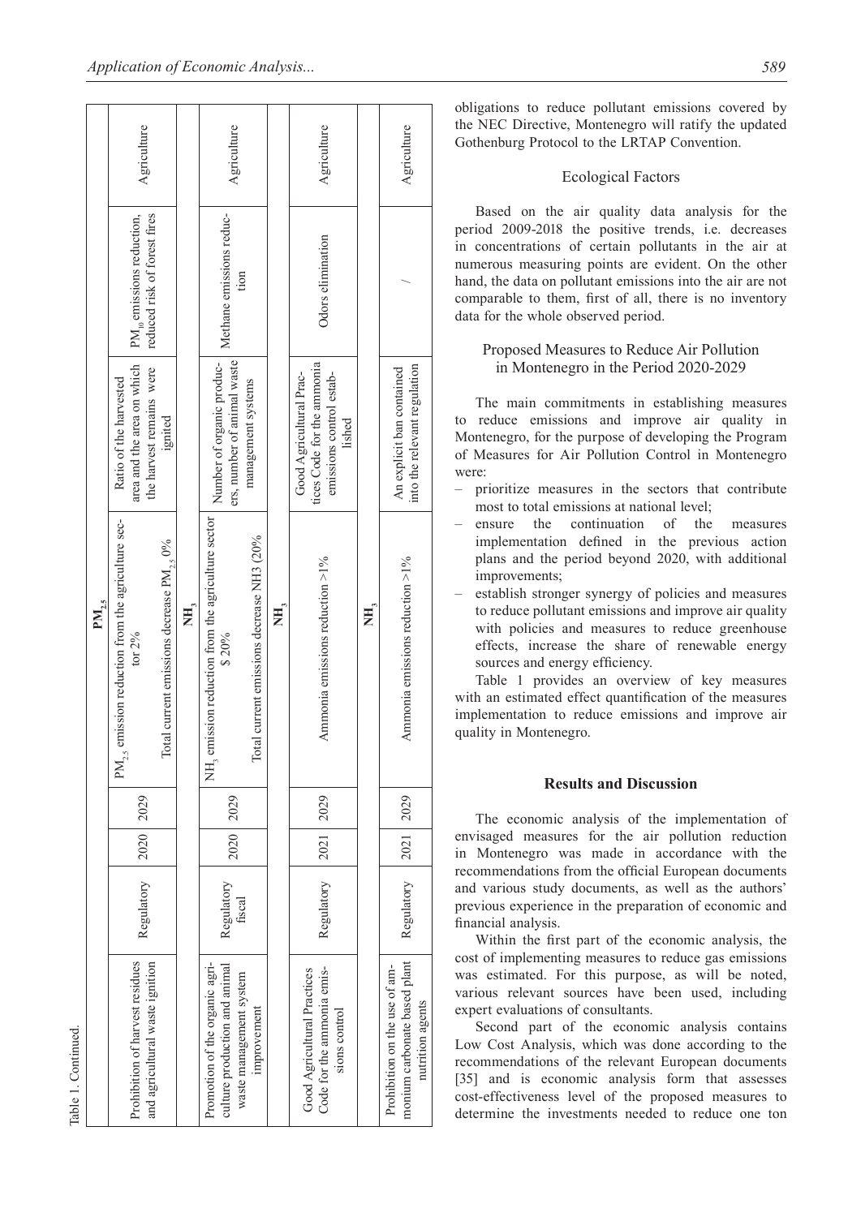Table 1. Continued.

| | | | | | | | |
|---|---|---|---|---|---|---|---|
| $PM_{2.5}$ | | | | | | | |
| Prohibition of harvest residues and agricultural waste ignition | Regulatory | 2020 | 2029 | $PM_{2.5}$ emission reduction from the agriculture sector 2% <br> Total current emissions decrease $PM_{2.5}$ 0% | Ratio of the harvested area and the area on which the harvest remains were ignited | $PM_{10}$ emissions reduction, reduced risk of forest fires | Agriculture |
| $NH_3$ | | | | | | | |
| Promotion of the organic agriculture production and animal waste management system improvement | Regulatory fiscal | 2020 | 2029 | $NH_3$ emission reduction from the agriculture sector $ 20% <br> Total current emissions decrease NH3 (20% | Number of organic producers, number of animal waste management systems | Methane emissions reduction | Agriculture |
| $NH_3$ | | | | | | | |
| Good Agricultural Practices Code for the ammonia emissions control | Regulatory | 2021 | 2029 | Ammonia emissions reduction >1% | Good Agricultural Practices Code for the ammonia emissions control established | Odors elimination | Agriculture |
| $NH_3$ | | | | | | | |
| Prohibition on the use of ammonium carbonate based plant nutrition agents | Regulatory | 2021 | 2029 | Ammonia emissions reduction >1% | An explicit ban contained into the relevant regulation | / | Agriculture |

obligations to reduce pollutant emissions covered by the NEC Directive, Montenegro will ratify the updated Gothenburg Protocol to the LRTAP Convention.

### Ecological Factors

Based on the air quality data analysis for the period 2009-2018 the positive trends, i.e. decreases in concentrations of certain pollutants in the air at numerous measuring points are evident. On the other hand, the data on pollutant emissions into the air are not comparable to them, first of all, there is no inventory data for the whole observed period.

### Proposed Measures to Reduce Air Pollution in Montenegro in the Period 2020-2029

The main commitments in establishing measures to reduce emissions and improve air quality in Montenegro, for the purpose of developing the Program of Measures for Air Pollution Control in Montenegro were:

- prioritize measures in the sectors that contribute most to total emissions at national level;
- ensure the continuation of the measures implementation defined in the previous action plans and the period beyond 2020, with additional improvements;
- establish stronger synergy of policies and measures to reduce pollutant emissions and improve air quality with policies and measures to reduce greenhouse effects, increase the share of renewable energy sources and energy efficiency.

Table 1 provides an overview of key measures with an estimated effect quantification of the measures implementation to reduce emissions and improve air quality in Montenegro.

## Results and Discussion

The economic analysis of the implementation of envisaged measures for the air pollution reduction in Montenegro was made in accordance with the recommendations from the official European documents and various study documents, as well as the authors' previous experience in the preparation of economic and financial analysis.

Within the first part of the economic analysis, the cost of implementing measures to reduce gas emissions was estimated. For this purpose, as will be noted, various relevant sources have been used, including expert evaluations of consultants.

Second part of the economic analysis contains Low Cost Analysis, which was done according to the recommendations of the relevant European documents [35] and is economic analysis form that assesses cost-effectiveness level of the proposed measures to determine the investments needed to reduce one ton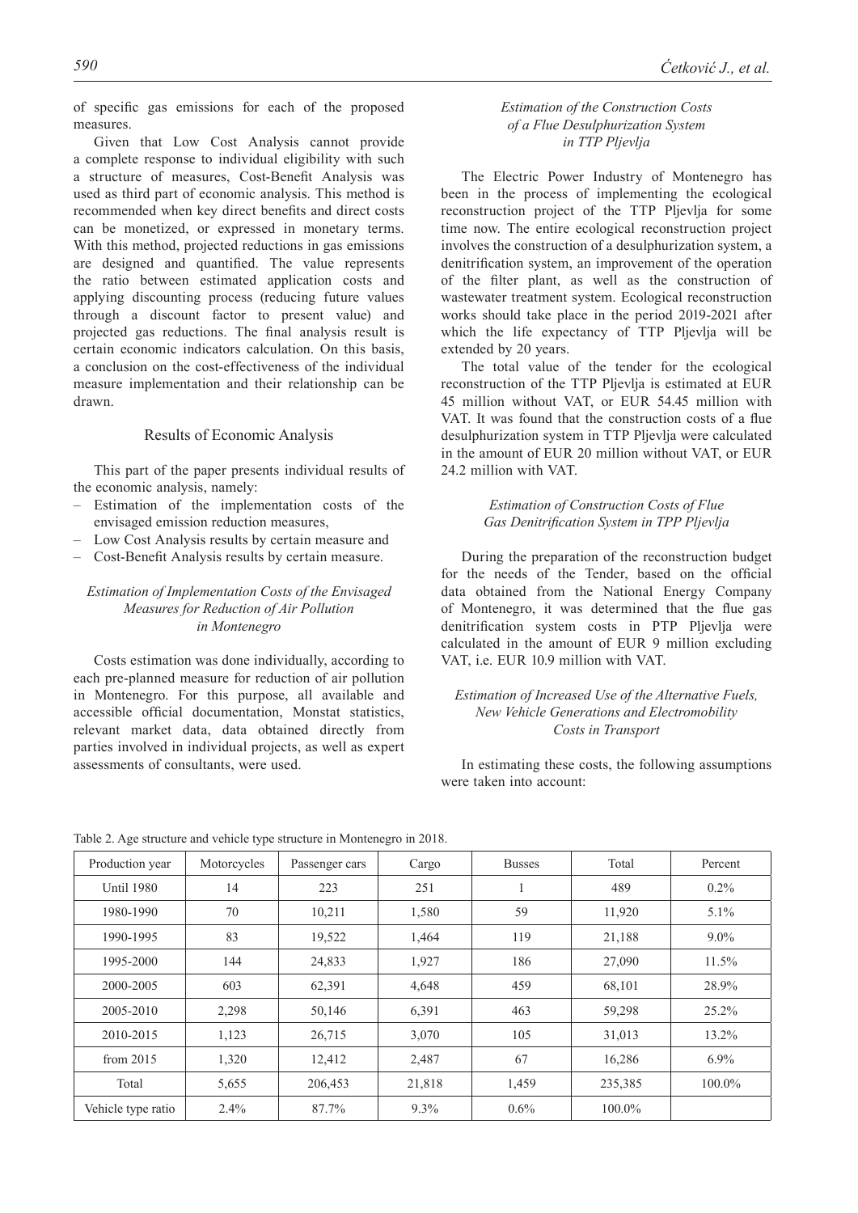of specific gas emissions for each of the proposed measures.

Given that Low Cost Analysis cannot provide a complete response to individual eligibility with such a structure of measures, Cost-Benefit Analysis was used as third part of economic analysis. This method is recommended when key direct benefits and direct costs can be monetized, or expressed in monetary terms. With this method, projected reductions in gas emissions are designed and quantified. The value represents the ratio between estimated application costs and applying discounting process (reducing future values through a discount factor to present value) and projected gas reductions. The final analysis result is certain economic indicators calculation. On this basis, a conclusion on the cost-effectiveness of the individual measure implementation and their relationship can be drawn.

## Results of Economic Analysis

This part of the paper presents individual results of the economic analysis, namely:

- Estimation of the implementation costs of the envisaged emission reduction measures,
- Low Cost Analysis results by certain measure and
- Cost-Benefit Analysis results by certain measure.

### *Estimation of Implementation Costs of the Envisaged Measures for Reduction of Air Pollution in Montenegro*

Costs estimation was done individually, according to each pre-planned measure for reduction of air pollution in Montenegro. For this purpose, all available and accessible official documentation, Monstat statistics, relevant market data, data obtained directly from parties involved in individual projects, as well as expert assessments of consultants, were used.

### *Estimation of the Construction Costs of a Flue Desulphurization System in TTP Pljevlja*

The Electric Power Industry of Montenegro has been in the process of implementing the ecological reconstruction project of the TTP Pljevlja for some time now. The entire ecological reconstruction project involves the construction of a desulphurization system, a denitrification system, an improvement of the operation of the filter plant, as well as the construction of wastewater treatment system. Ecological reconstruction works should take place in the period 2019-2021 after which the life expectancy of TTP Pljevlja will be extended by 20 years.

The total value of the tender for the ecological reconstruction of the TTP Pljevlja is estimated at EUR 45 million without VAT, or EUR 54.45 million with VAT. It was found that the construction costs of a flue desulphurization system in TTP Pljevlja were calculated in the amount of EUR 20 million without VAT, or EUR 24.2 million with VAT.

### *Estimation of Construction Costs of Flue Gas Denitrification System in TPP Pljevlja*

During the preparation of the reconstruction budget for the needs of the Tender, based on the official data obtained from the National Energy Company of Montenegro, it was determined that the flue gas denitrification system costs in PTP Pljevlja were calculated in the amount of EUR 9 million excluding VAT, i.e. EUR 10.9 million with VAT.

### *Estimation of Increased Use of the Alternative Fuels, New Vehicle Generations and Electromobility Costs in Transport*

In estimating these costs, the following assumptions were taken into account:

Table 2. Age structure and vehicle type structure in Montenegro in 2018.

| Production year | Motorcycles | Passenger cars | Cargo | Busses | Total | Percent |
|---|---|---|---|---|---|---|
| Until 1980 | 14 | 223 | 251 | 1 | 489 | 0.2% |
| 1980-1990 | 70 | 10,211 | 1,580 | 59 | 11,920 | 5.1% |
| 1990-1995 | 83 | 19,522 | 1,464 | 119 | 21,188 | 9.0% |
| 1995-2000 | 144 | 24,833 | 1,927 | 186 | 27,090 | 11.5% |
| 2000-2005 | 603 | 62,391 | 4,648 | 459 | 68,101 | 28.9% |
| 2005-2010 | 2,298 | 50,146 | 6,391 | 463 | 59,298 | 25.2% |
| 2010-2015 | 1,123 | 26,715 | 3,070 | 105 | 31,013 | 13.2% |
| from 2015 | 1,320 | 12,412 | 2,487 | 67 | 16,286 | 6.9% |
| Total | 5,655 | 206,453 | 21,818 | 1,459 | 235,385 | 100.0% |
| Vehicle type ratio | 2.4% | 87.7% | 9.3% | 0.6% | 100.0% | |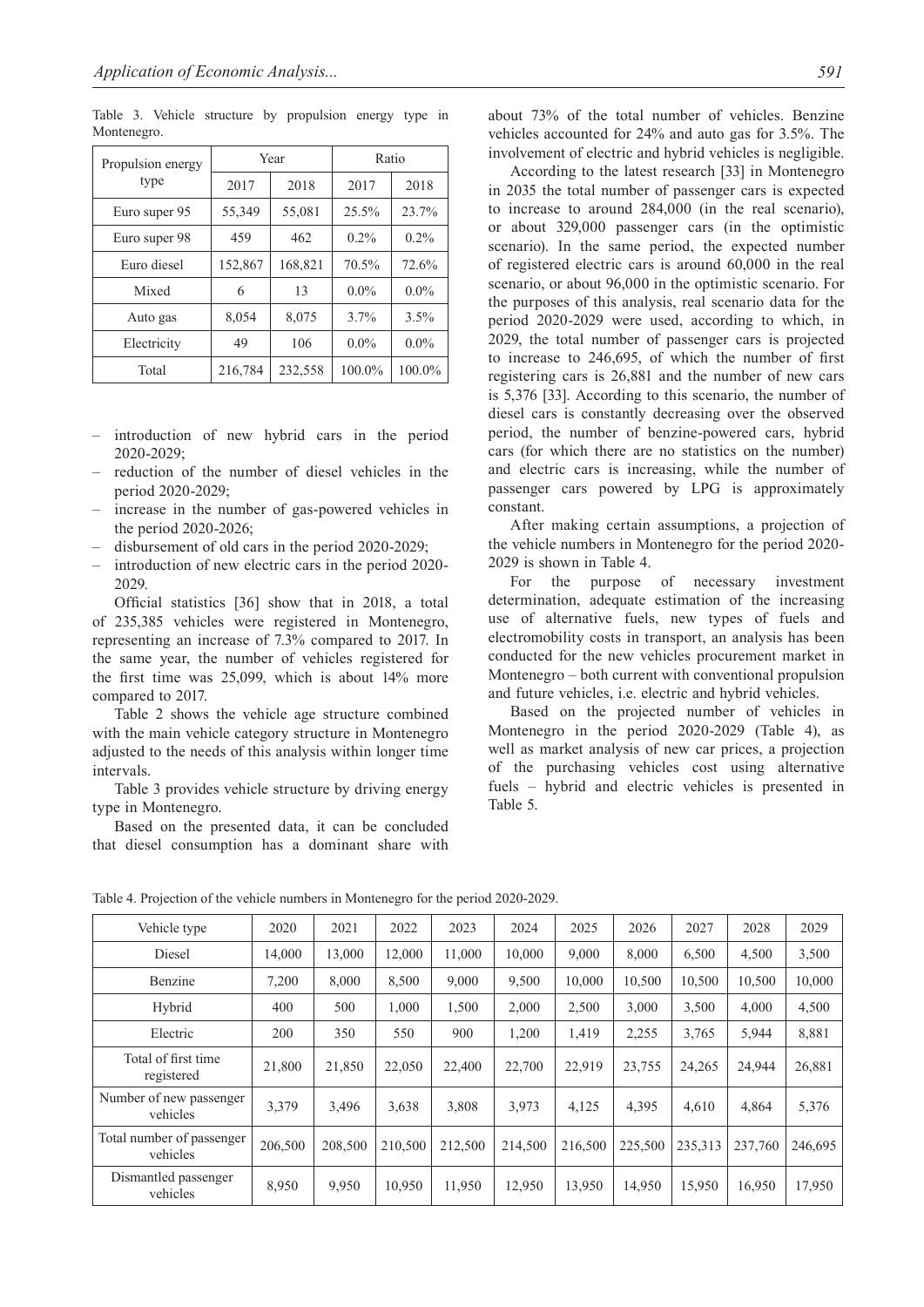Table 3. Vehicle structure by propulsion energy type in Montenegro.

| Propulsion energy type | Year | | Ratio | |
|---|---|---|---|---|
| | 2017 | 2018 | 2017 | 2018 |
| Euro super 95 | 55,349 | 55,081 | 25.5% | 23.7% |
| Euro super 98 | 459 | 462 | 0.2% | 0.2% |
| Euro diesel | 152,867 | 168,821 | 70.5% | 72.6% |
| Mixed | 6 | 13 | 0.0% | 0.0% |
| Auto gas | 8,054 | 8,075 | 3.7% | 3.5% |
| Electricity | 49 | 106 | 0.0% | 0.0% |
| Total | 216,784 | 232,558 | 100.0% | 100.0% |

- introduction of new hybrid cars in the period 2020-2029;
- reduction of the number of diesel vehicles in the period 2020-2029;
- increase in the number of gas-powered vehicles in the period 2020-2026;
- disbursement of old cars in the period 2020-2029;
- introduction of new electric cars in the period 2020-2029.

Official statistics [36] show that in 2018, a total of 235,385 vehicles were registered in Montenegro, representing an increase of 7.3% compared to 2017. In the same year, the number of vehicles registered for the first time was 25,099, which is about 14% more compared to 2017.

Table 2 shows the vehicle age structure combined with the main vehicle category structure in Montenegro adjusted to the needs of this analysis within longer time intervals.

Table 3 provides vehicle structure by driving energy type in Montenegro.

Based on the presented data, it can be concluded that diesel consumption has a dominant share with about 73% of the total number of vehicles. Benzine vehicles accounted for 24% and auto gas for 3.5%. The involvement of electric and hybrid vehicles is negligible.

According to the latest research [33] in Montenegro in 2035 the total number of passenger cars is expected to increase to around 284,000 (in the real scenario), or about 329,000 passenger cars (in the optimistic scenario). In the same period, the expected number of registered electric cars is around 60,000 in the real scenario, or about 96,000 in the optimistic scenario. For the purposes of this analysis, real scenario data for the period 2020-2029 were used, according to which, in 2029, the total number of passenger cars is projected to increase to 246,695, of which the number of first registering cars is 26,881 and the number of new cars is 5,376 [33]. According to this scenario, the number of diesel cars is constantly decreasing over the observed period, the number of benzine-powered cars, hybrid cars (for which there are no statistics on the number) and electric cars is increasing, while the number of passenger cars powered by LPG is approximately constant.

After making certain assumptions, a projection of the vehicle numbers in Montenegro for the period 2020-2029 is shown in Table 4.

For the purpose of necessary investment determination, adequate estimation of the increasing use of alternative fuels, new types of fuels and electromobility costs in transport, an analysis has been conducted for the new vehicles procurement market in Montenegro – both current with conventional propulsion and future vehicles, i.e. electric and hybrid vehicles.

Based on the projected number of vehicles in Montenegro in the period 2020-2029 (Table 4), as well as market analysis of new car prices, a projection of the purchasing vehicles cost using alternative fuels – hybrid and electric vehicles is presented in Table 5.

Table 4. Projection of the vehicle numbers in Montenegro for the period 2020-2029.

| Vehicle type | 2020 | 2021 | 2022 | 2023 | 2024 | 2025 | 2026 | 2027 | 2028 | 2029 |
|---|---|---|---|---|---|---|---|---|---|---|
| Diesel | 14,000 | 13,000 | 12,000 | 11,000 | 10,000 | 9,000 | 8,000 | 6,500 | 4,500 | 3,500 |
| Benzine | 7,200 | 8,000 | 8,500 | 9,000 | 9,500 | 10,000 | 10,500 | 10,500 | 10,500 | 10,000 |
| Hybrid | 400 | 500 | 1,000 | 1,500 | 2,000 | 2,500 | 3,000 | 3,500 | 4,000 | 4,500 |
| Electric | 200 | 350 | 550 | 900 | 1,200 | 1,419 | 2,255 | 3,765 | 5,944 | 8,881 |
| Total of first time registered | 21,800 | 21,850 | 22,050 | 22,400 | 22,700 | 22,919 | 23,755 | 24,265 | 24,944 | 26,881 |
| Number of new passenger vehicles | 3,379 | 3,496 | 3,638 | 3,808 | 3,973 | 4,125 | 4,395 | 4,610 | 4,864 | 5,376 |
| Total number of passenger vehicles | 206,500 | 208,500 | 210,500 | 212,500 | 214,500 | 216,500 | 225,500 | 235,313 | 237,760 | 246,695 |
| Dismantled passenger vehicles | 8,950 | 9,950 | 10,950 | 11,950 | 12,950 | 13,950 | 14,950 | 15,950 | 16,950 | 17,950 |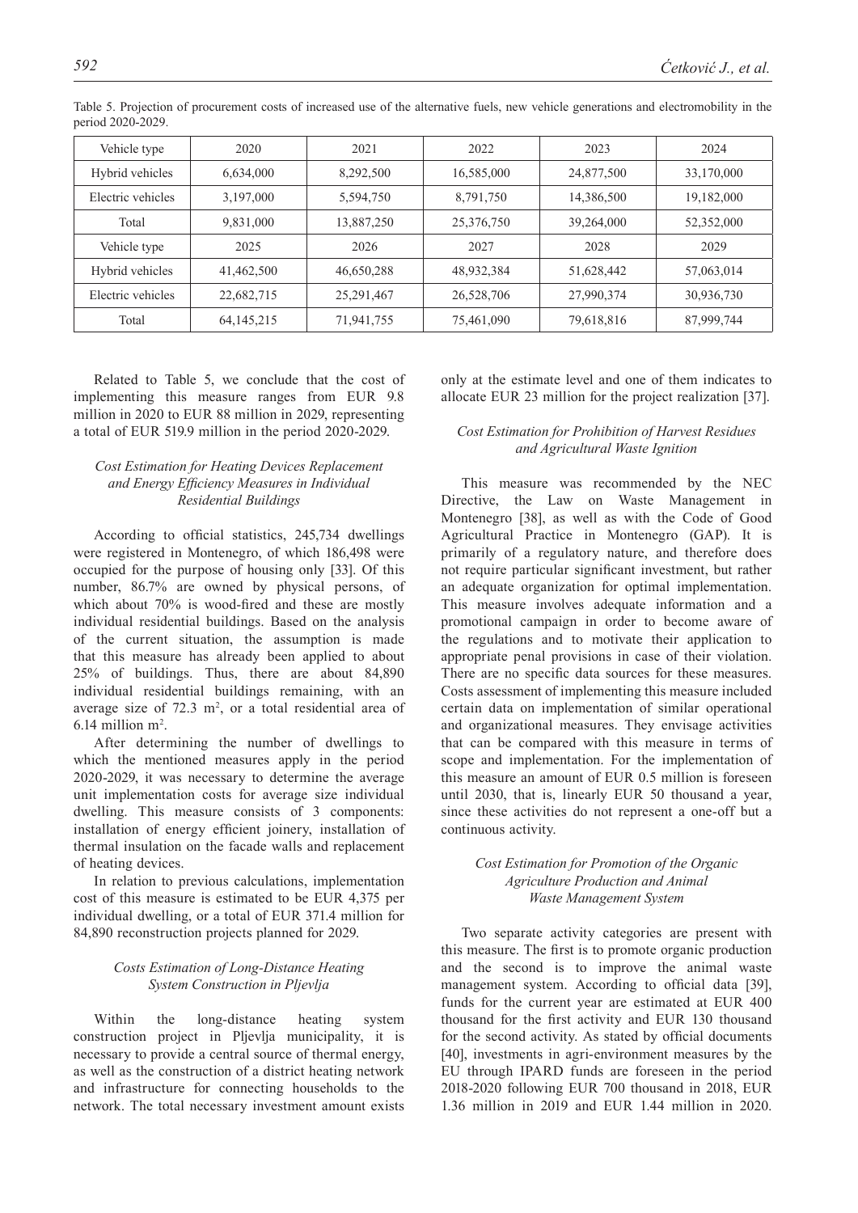Table 5. Projection of procurement costs of increased use of the alternative fuels, new vehicle generations and electromobility in the period 2020-2029.

| Vehicle type | 2020 | 2021 | 2022 | 2023 | 2024 |
|---|---|---|---|---|---|
| Hybrid vehicles | 6,634,000 | 8,292,500 | 16,585,000 | 24,877,500 | 33,170,000 |
| Electric vehicles | 3,197,000 | 5,594,750 | 8,791,750 | 14,386,500 | 19,182,000 |
| Total | 9,831,000 | 13,887,250 | 25,376,750 | 39,264,000 | 52,352,000 |
| Vehicle type | 2025 | 2026 | 2027 | 2028 | 2029 |
| Hybrid vehicles | 41,462,500 | 46,650,288 | 48,932,384 | 51,628,442 | 57,063,014 |
| Electric vehicles | 22,682,715 | 25,291,467 | 26,528,706 | 27,990,374 | 30,936,730 |
| Total | 64,145,215 | 71,941,755 | 75,461,090 | 79,618,816 | 87,999,744 |

Related to Table 5, we conclude that the cost of implementing this measure ranges from EUR 9.8 million in 2020 to EUR 88 million in 2029, representing a total of EUR 519.9 million in the period 2020-2029.

### *Cost Estimation for Heating Devices Replacement and Energy Efficiency Measures in Individual Residential Buildings*

According to official statistics, 245,734 dwellings were registered in Montenegro, of which 186,498 were occupied for the purpose of housing only [33]. Of this number, 86.7% are owned by physical persons, of which about 70% is wood-fired and these are mostly individual residential buildings. Based on the analysis of the current situation, the assumption is made that this measure has already been applied to about 25% of buildings. Thus, there are about 84,890 individual residential buildings remaining, with an average size of 72.3 m$^2$, or a total residential area of 6.14 million m$^2$.

After determining the number of dwellings to which the mentioned measures apply in the period 2020-2029, it was necessary to determine the average unit implementation costs for average size individual dwelling. This measure consists of 3 components: installation of energy efficient joinery, installation of thermal insulation on the facade walls and replacement of heating devices.

In relation to previous calculations, implementation cost of this measure is estimated to be EUR 4,375 per individual dwelling, or a total of EUR 371.4 million for 84,890 reconstruction projects planned for 2029.

### *Costs Estimation of Long-Distance Heating System Construction in Pljevlja*

Within the long-distance heating system construction project in Pljevlja municipality, it is necessary to provide a central source of thermal energy, as well as the construction of a district heating network and infrastructure for connecting households to the network. The total necessary investment amount exists only at the estimate level and one of them indicates to allocate EUR 23 million for the project realization [37].

### *Cost Estimation for Prohibition of Harvest Residues and Agricultural Waste Ignition*

This measure was recommended by the NEC Directive, the Law on Waste Management in Montenegro [38], as well as with the Code of Good Agricultural Practice in Montenegro (GAP). It is primarily of a regulatory nature, and therefore does not require particular significant investment, but rather an adequate organization for optimal implementation. This measure involves adequate information and a promotional campaign in order to become aware of the regulations and to motivate their application to appropriate penal provisions in case of their violation. There are no specific data sources for these measures. Costs assessment of implementing this measure included certain data on implementation of similar operational and organizational measures. They envisage activities that can be compared with this measure in terms of scope and implementation. For the implementation of this measure an amount of EUR 0.5 million is foreseen until 2030, that is, linearly EUR 50 thousand a year, since these activities do not represent a one-off but a continuous activity.

### *Cost Estimation for Promotion of the Organic Agriculture Production and Animal Waste Management System*

Two separate activity categories are present with this measure. The first is to promote organic production and the second is to improve the animal waste management system. According to official data [39], funds for the current year are estimated at EUR 400 thousand for the first activity and EUR 130 thousand for the second activity. As stated by official documents [40], investments in agri-environment measures by the EU through IPARD funds are foreseen in the period 2018-2020 following EUR 700 thousand in 2018, EUR 1.36 million in 2019 and EUR 1.44 million in 2020.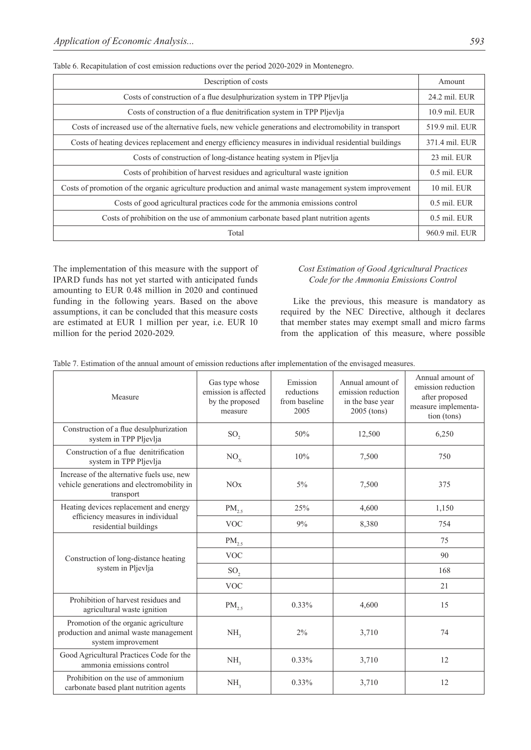Table 6. Recapitulation of cost emission reductions over the period 2020-2029 in Montenegro.

| Description of costs | Amount |
|---|---|
| Costs of construction of a flue desulphurization system in TPP Pljevlja | 24.2 mil. EUR |
| Costs of construction of a flue denitrification system in TPP Pljevlja | 10.9 mil. EUR |
| Costs of increased use of the alternative fuels, new vehicle generations and electromobility in transport | 519.9 mil. EUR |
| Costs of heating devices replacement and energy efficiency measures in individual residential buildings | 371.4 mil. EUR |
| Costs of construction of long-distance heating system in Pljevlja | 23 mil. EUR |
| Costs of prohibition of harvest residues and agricultural waste ignition | 0.5 mil. EUR |
| Costs of promotion of the organic agriculture production and animal waste management system improvement | 10 mil. EUR |
| Costs of good agricultural practices code for the ammonia emissions control | 0.5 mil. EUR |
| Costs of prohibition on the use of ammonium carbonate based plant nutrition agents | 0.5 mil. EUR |
| Total | 960.9 mil. EUR |

The implementation of this measure with the support of IPARD funds has not yet started with anticipated funds amounting to EUR 0.48 million in 2020 and continued funding in the following years. Based on the above assumptions, it can be concluded that this measure costs are estimated at EUR 1 million per year, i.e. EUR 10 million for the period 2020-2029.

### *Cost Estimation of Good Agricultural Practices Code for the Ammonia Emissions Control*

Like the previous, this measure is mandatory as required by the NEC Directive, although it declares that member states may exempt small and micro farms from the application of this measure, where possible

Table 7. Estimation of the annual amount of emission reductions after implementation of the envisaged measures.

| Measure | Gas type whose emission is affected by the proposed measure | Emission reductions from baseline 2005 | Annual amount of emission reduction in the base year 2005 (tons) | Annual amount of emission reduction after proposed measure implementation (tons) |
|---|---|---|---|---|
| Construction of a flue desulphurization system in TPP Pljevlja | $SO_2$ | 50% | 12,500 | 6,250 |
| Construction of a flue denitrification system in TPP Pljevlja | $NO_X$ | 10% | 7,500 | 750 |
| Increase of the alternative fuels use, new vehicle generations and electromobility in transport | NOx | 5% | 7,500 | 375 |
| Heating devices replacement and energy efficiency measures in individual residential buildings | $PM_{2.5}$ | 25% | 4,600 | 1,150 |
| | VOC | 9% | 8,380 | 754 |
| Construction of long-distance heating system in Pljevlja | $PM_{2.5}$ | | | 75 |
| | VOC | | | 90 |
| | $SO_2$ | | | 168 |
| | VOC | | | 21 |
| Prohibition of harvest residues and agricultural waste ignition | $PM_{2.5}$ | 0.33% | 4,600 | 15 |
| Promotion of the organic agriculture production and animal waste management system improvement | $NH_3$ | 2% | 3,710 | 74 |
| Good Agricultural Practices Code for the ammonia emissions control | $NH_3$ | 0.33% | 3,710 | 12 |
| Prohibition on the use of ammonium carbonate based plant nutrition agents | $NH_3$ | 0.33% | 3,710 | 12 |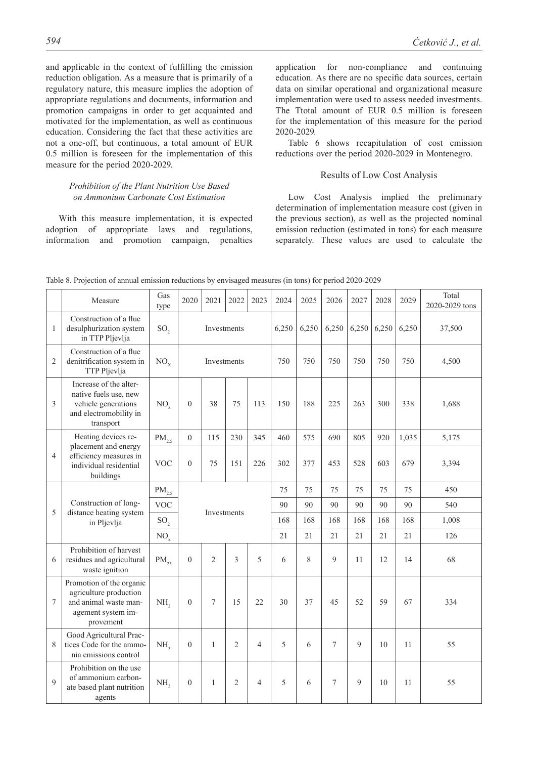and applicable in the context of fulfilling the emission reduction obligation. As a measure that is primarily of a regulatory nature, this measure implies the adoption of appropriate regulations and documents, information and promotion campaigns in order to get acquainted and motivated for the implementation, as well as continuous education. Considering the fact that these activities are not a one-off, but continuous, a total amount of EUR 0.5 million is foreseen for the implementation of this measure for the period 2020-2029.

### *Prohibition of the Plant Nutrition Use Based on Ammonium Carbonate Cost Estimation*

With this measure implementation, it is expected adoption of appropriate laws and regulations, information and promotion campaign, penalties application for non-compliance and continuing education. As there are no specific data sources, certain data on similar operational and organizational measure implementation were used to assess needed investments. The Ttotal amount of EUR 0.5 million is foreseen for the implementation of this measure for the period 2020-2029.

Table 6 shows recapitulation of cost emission reductions over the period 2020-2029 in Montenegro.

### Results of Low Cost Analysis

Low Cost Analysis implied the preliminary determination of implementation measure cost (given in the previous section), as well as the projected nominal emission reduction (estimated in tons) for each measure separately. These values are used to calculate the

Table 8. Projection of annual emission reductions by envisaged measures (in tons) for period 2020-2029

| | Measure | Gas type | 2020 | 2021 | 2022 | 2023 | 2024 | 2025 | 2026 | 2027 | 2028 | 2029 | Total 2020-2029 tons |
|---|---|---|---|---|---|---|---|---|---|---|---|---|---|
| 1 | Construction of a flue desulphurization system in TTP Pljevlja | $SO_2$ | Investments | | | | 6,250 | 6,250 | 6,250 | 6,250 | 6,250 | 6,250 | 37,500 |
| 2 | Construction of a flue denitrification system in TTP Pljevlja | $NO_X$ | Investments | | | | 750 | 750 | 750 | 750 | 750 | 750 | 4,500 |
| 3 | Increase of the alternative fuels use, new vehicle generations and electromobility in transport | $NO_x$ | 0 | 38 | 75 | 113 | 150 | 188 | 225 | 263 | 300 | 338 | 1,688 |
| 4 | Heating devices replacement and energy efficiency measures in individual residential buildings | $PM_{2.5}$ | 0 | 115 | 230 | 345 | 460 | 575 | 690 | 805 | 920 | 1,035 | 5,175 |
| | | VOC | 0 | 75 | 151 | 226 | 302 | 377 | 453 | 528 | 603 | 679 | 3,394 |
| 5 | Construction of long-distance heating system in Pljevlja | $PM_{2.5}$ | Investments | | | | 75 | 75 | 75 | 75 | 75 | 75 | 450 |
| | | VOC | | | | | 90 | 90 | 90 | 90 | 90 | 90 | 540 |
| | | $SO_2$ | | | | | 168 | 168 | 168 | 168 | 168 | 168 | 1,008 |
| | | $NO_x$ | | | | | 21 | 21 | 21 | 21 | 21 | 21 | 126 |
| 6 | Prohibition of harvest residues and agricultural waste ignition | $PM_{25}$ | 0 | 2 | 3 | 5 | 6 | 8 | 9 | 11 | 12 | 14 | 68 |
| 7 | Promotion of the organic agriculture production and animal waste management system improvement | $NH_3$ | 0 | 7 | 15 | 22 | 30 | 37 | 45 | 52 | 59 | 67 | 334 |
| 8 | Good Agricultural Practices Code for the ammonia emissions control | $NH_3$ | 0 | 1 | 2 | 4 | 5 | 6 | 7 | 9 | 10 | 11 | 55 |
| 9 | Prohibition on the use of ammonium carbonate based plant nutrition agents | $NH_3$ | 0 | 1 | 2 | 4 | 5 | 6 | 7 | 9 | 10 | 11 | 55 |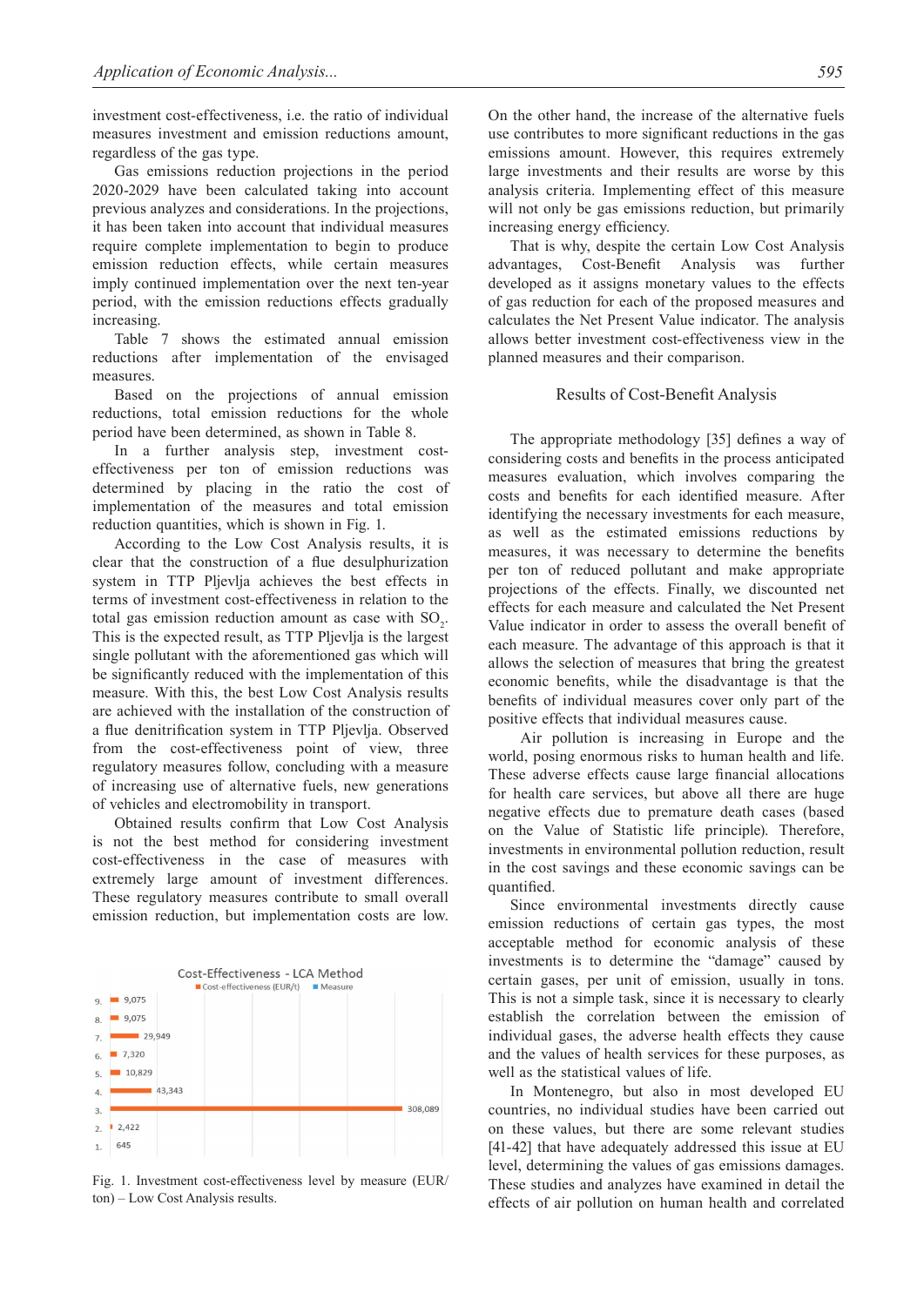investment cost-effectiveness, i.e. the ratio of individual measures investment and emission reductions amount, regardless of the gas type.

Gas emissions reduction projections in the period 2020-2029 have been calculated taking into account previous analyzes and considerations. In the projections, it has been taken into account that individual measures require complete implementation to begin to produce emission reduction effects, while certain measures imply continued implementation over the next ten-year period, with the emission reductions effects gradually increasing.

Table 7 shows the estimated annual emission reductions after implementation of the envisaged measures.

Based on the projections of annual emission reductions, total emission reductions for the whole period have been determined, as shown in Table 8.

In a further analysis step, investment cost-effectiveness per ton of emission reductions was determined by placing in the ratio the cost of implementation of the measures and total emission reduction quantities, which is shown in Fig. 1.

According to the Low Cost Analysis results, it is clear that the construction of a flue desulphurization system in TTP Pljevlja achieves the best effects in terms of investment cost-effectiveness in relation to the total gas emission reduction amount as case with $SO_2$. This is the expected result, as TTP Pljevlja is the largest single pollutant with the aforementioned gas which will be significantly reduced with the implementation of this measure. With this, the best Low Cost Analysis results are achieved with the installation of the construction of a flue denitrification system in TTP Pljevlja. Observed from the cost-effectiveness point of view, three regulatory measures follow, concluding with a measure of increasing use of alternative fuels, new generations of vehicles and electromobility in transport.

Obtained results confirm that Low Cost Analysis is not the best method for considering investment cost-effectiveness in the case of measures with extremely large amount of investment differences. These regulatory measures contribute to small overall emission reduction, but implementation costs are low.

Fig. 1. Investment cost-effectiveness level by measure (EUR/ton) – Low Cost Analysis results.

On the other hand, the increase of the alternative fuels use contributes to more significant reductions in the gas emissions amount. However, this requires extremely large investments and their results are worse by this analysis criteria. Implementing effect of this measure will not only be gas emissions reduction, but primarily increasing energy efficiency.

That is why, despite the certain Low Cost Analysis advantages, Cost-Benefit Analysis was further developed as it assigns monetary values to the effects of gas reduction for each of the proposed measures and calculates the Net Present Value indicator. The analysis allows better investment cost-effectiveness view in the planned measures and their comparison.

## Results of Cost-Benefit Analysis

The appropriate methodology [35] defines a way of considering costs and benefits in the process anticipated measures evaluation, which involves comparing the costs and benefits for each identified measure. After identifying the necessary investments for each measure, as well as the estimated emissions reductions by measures, it was necessary to determine the benefits per ton of reduced pollutant and make appropriate projections of the effects. Finally, we discounted net effects for each measure and calculated the Net Present Value indicator in order to assess the overall benefit of each measure. The advantage of this approach is that it allows the selection of measures that bring the greatest economic benefits, while the disadvantage is that the benefits of individual measures cover only part of the positive effects that individual measures cause.

Air pollution is increasing in Europe and the world, posing enormous risks to human health and life. These adverse effects cause large financial allocations for health care services, but above all there are huge negative effects due to premature death cases (based on the Value of Statistic life principle). Therefore, investments in environmental pollution reduction, result in the cost savings and these economic savings can be quantified.

Since environmental investments directly cause emission reductions of certain gas types, the most acceptable method for economic analysis of these investments is to determine the "damage" caused by certain gases, per unit of emission, usually in tons. This is not a simple task, since it is necessary to clearly establish the correlation between the emission of individual gases, the adverse health effects they cause and the values of health services for these purposes, as well as the statistical values of life.

In Montenegro, but also in most developed EU countries, no individual studies have been carried out on these values, but there are some relevant studies [41-42] that have adequately addressed this issue at EU level, determining the values of gas emissions damages. These studies and analyzes have examined in detail the effects of air pollution on human health and correlated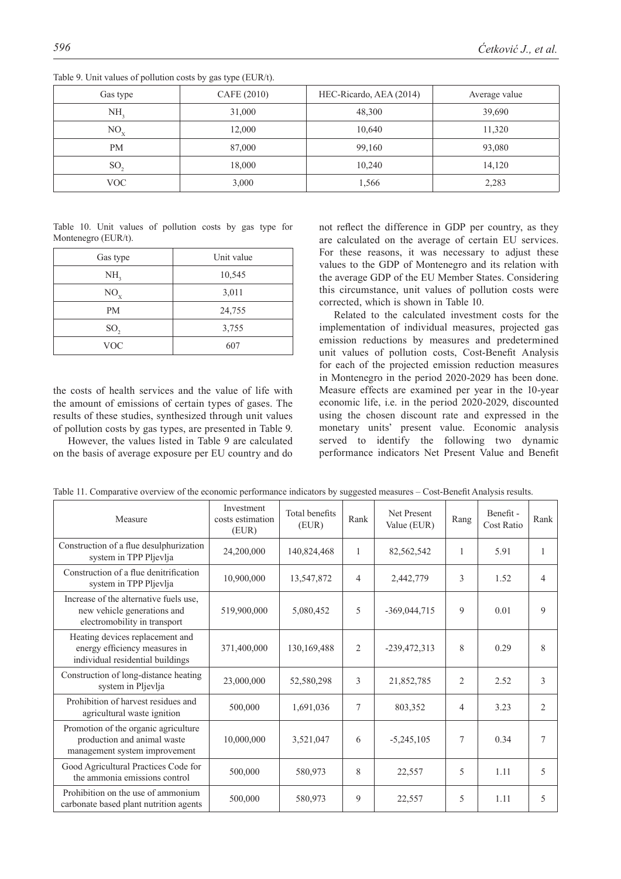Table 9. Unit values of pollution costs by gas type (EUR/t).

| Gas type | CAFE (2010) | HEC-Ricardo, AEA (2014) | Average value |
|---|---|---|---|
| $NH_3$ | 31,000 | 48,300 | 39,690 |
| $NO_X$ | 12,000 | 10,640 | 11,320 |
| PM | 87,000 | 99,160 | 93,080 |
| $SO_2$ | 18,000 | 10,240 | 14,120 |
| VOC | 3,000 | 1,566 | 2,283 |

Table 10. Unit values of pollution costs by gas type for Montenegro (EUR/t).

| Gas type | Unit value |
|---|---|
| $NH_3$ | 10,545 |
| $NO_X$ | 3,011 |
| PM | 24,755 |
| $SO_2$ | 3,755 |
| VOC | 607 |

the costs of health services and the value of life with the amount of emissions of certain types of gases. The results of these studies, synthesized through unit values of pollution costs by gas types, are presented in Table 9.

However, the values listed in Table 9 are calculated on the basis of average exposure per EU country and do not reflect the difference in GDP per country, as they are calculated on the average of certain EU services. For these reasons, it was necessary to adjust these values to the GDP of Montenegro and its relation with the average GDP of the EU Member States. Considering this circumstance, unit values of pollution costs were corrected, which is shown in Table 10.

Related to the calculated investment costs for the implementation of individual measures, projected gas emission reductions by measures and predetermined unit values of pollution costs, Cost-Benefit Analysis for each of the projected emission reduction measures in Montenegro in the period 2020-2029 has been done. Measure effects are examined per year in the 10-year economic life, i.e. in the period 2020-2029, discounted using the chosen discount rate and expressed in the monetary units' present value. Economic analysis served to identify the following two dynamic performance indicators Net Present Value and Benefit

Table 11. Comparative overview of the economic performance indicators by suggested measures – Cost-Benefit Analysis results.

| Measure | Investment costs estimation (EUR) | Total benefits (EUR) | Rank | Net Present Value (EUR) | Rang | Benefit - Cost Ratio | Rank |
|---|---|---|---|---|---|---|---|
| Construction of a flue desulphurization system in TPP Pljevlja | 24,200,000 | 140,824,468 | 1 | 82,562,542 | 1 | 5.91 | 1 |
| Construction of a flue denitrification system in TPP Pljevlja | 10,900,000 | 13,547,872 | 4 | 2,442,779 | 3 | 1.52 | 4 |
| Increase of the alternative fuels use, new vehicle generations and electromobility in transport | 519,900,000 | 5,080,452 | 5 | -369,044,715 | 9 | 0.01 | 9 |
| Heating devices replacement and energy efficiency measures in individual residential buildings | 371,400,000 | 130,169,488 | 2 | -239,472,313 | 8 | 0.29 | 8 |
| Construction of long-distance heating system in Pljevlja | 23,000,000 | 52,580,298 | 3 | 21,852,785 | 2 | 2.52 | 3 |
| Prohibition of harvest residues and agricultural waste ignition | 500,000 | 1,691,036 | 7 | 803,352 | 4 | 3.23 | 2 |
| Promotion of the organic agriculture production and animal waste management system improvement | 10,000,000 | 3,521,047 | 6 | -5,245,105 | 7 | 0.34 | 7 |
| Good Agricultural Practices Code for the ammonia emissions control | 500,000 | 580,973 | 8 | 22,557 | 5 | 1.11 | 5 |
| Prohibition on the use of ammonium carbonate based plant nutrition agents | 500,000 | 580,973 | 9 | 22,557 | 5 | 1.11 | 5 |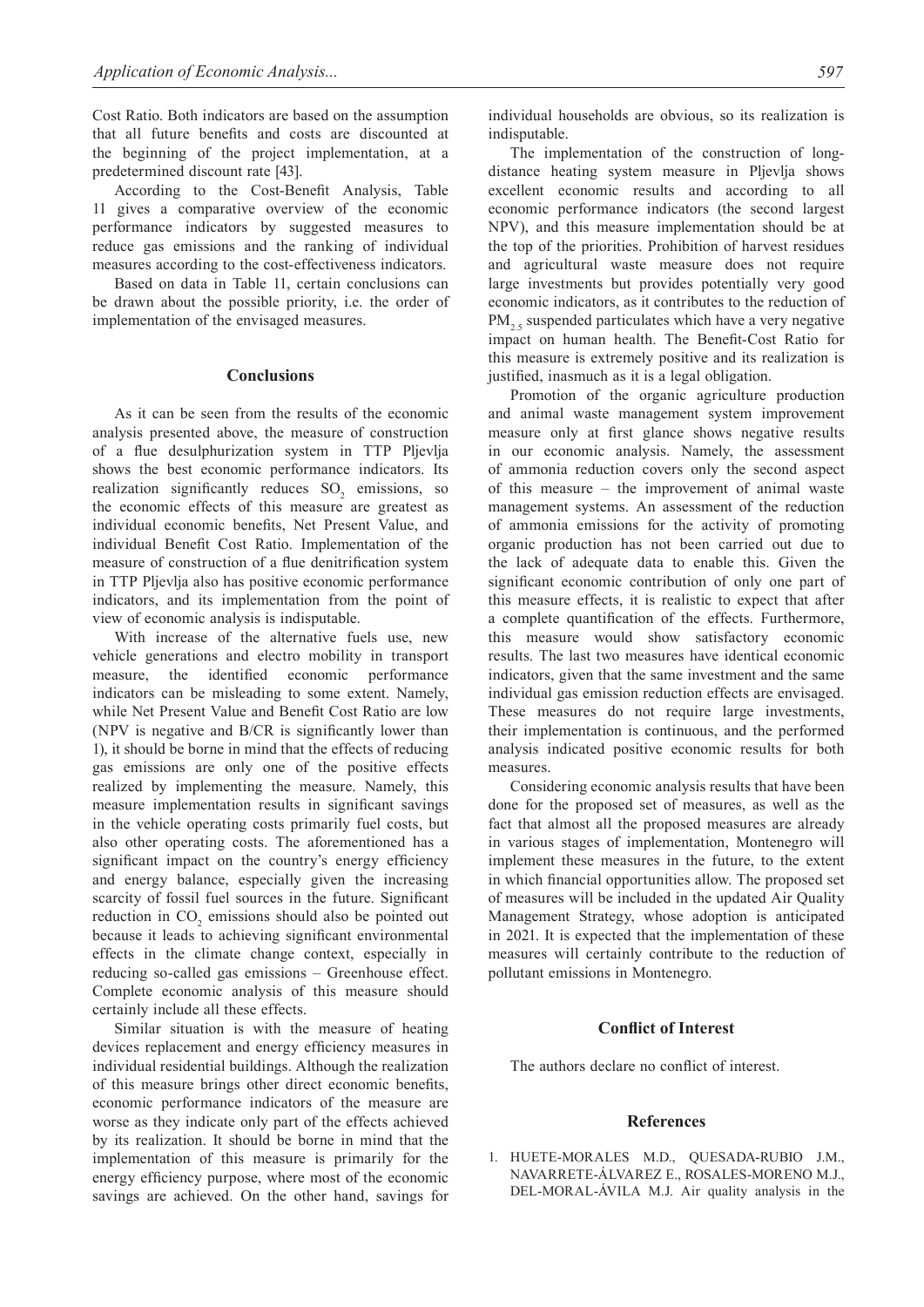Cost Ratio. Both indicators are based on the assumption that all future benefits and costs are discounted at the beginning of the project implementation, at a predetermined discount rate [43].

According to the Cost-Benefit Analysis, Table 11 gives a comparative overview of the economic performance indicators by suggested measures to reduce gas emissions and the ranking of individual measures according to the cost-effectiveness indicators.

Based on data in Table 11, certain conclusions can be drawn about the possible priority, i.e. the order of implementation of the envisaged measures.

## Conclusions

As it can be seen from the results of the economic analysis presented above, the measure of construction of a flue desulphurization system in TTP Pljevlja shows the best economic performance indicators. Its realization significantly reduces $SO_2$ emissions, so the economic effects of this measure are greatest as individual economic benefits, Net Present Value, and individual Benefit Cost Ratio. Implementation of the measure of construction of a flue denitrification system in TTP Pljevlja also has positive economic performance indicators, and its implementation from the point of view of economic analysis is indisputable.

With increase of the alternative fuels use, new vehicle generations and electro mobility in transport measure, the identified economic performance indicators can be misleading to some extent. Namely, while Net Present Value and Benefit Cost Ratio are low (NPV is negative and B/CR is significantly lower than 1), it should be borne in mind that the effects of reducing gas emissions are only one of the positive effects realized by implementing the measure. Namely, this measure implementation results in significant savings in the vehicle operating costs primarily fuel costs, but also other operating costs. The aforementioned has a significant impact on the country's energy efficiency and energy balance, especially given the increasing scarcity of fossil fuel sources in the future. Significant reduction in $CO_2$ emissions should also be pointed out because it leads to achieving significant environmental effects in the climate change context, especially in reducing so-called gas emissions – Greenhouse effect. Complete economic analysis of this measure should certainly include all these effects.

Similar situation is with the measure of heating devices replacement and energy efficiency measures in individual residential buildings. Although the realization of this measure brings other direct economic benefits, economic performance indicators of the measure are worse as they indicate only part of the effects achieved by its realization. It should be borne in mind that the implementation of this measure is primarily for the energy efficiency purpose, where most of the economic savings are achieved. On the other hand, savings for individual households are obvious, so its realization is indisputable.

The implementation of the construction of long-distance heating system measure in Pljevlja shows excellent economic results and according to all economic performance indicators (the second largest NPV), and this measure implementation should be at the top of the priorities. Prohibition of harvest residues and agricultural waste measure does not require large investments but provides potentially very good economic indicators, as it contributes to the reduction of $PM_{2.5}$ suspended particulates which have a very negative impact on human health. The Benefit-Cost Ratio for this measure is extremely positive and its realization is justified, inasmuch as it is a legal obligation.

Promotion of the organic agriculture production and animal waste management system improvement measure only at first glance shows negative results in our economic analysis. Namely, the assessment of ammonia reduction covers only the second aspect of this measure – the improvement of animal waste management systems. An assessment of the reduction of ammonia emissions for the activity of promoting organic production has not been carried out due to the lack of adequate data to enable this. Given the significant economic contribution of only one part of this measure effects, it is realistic to expect that after a complete quantification of the effects. Furthermore, this measure would show satisfactory economic results. The last two measures have identical economic indicators, given that the same investment and the same individual gas emission reduction effects are envisaged. These measures do not require large investments, their implementation is continuous, and the performed analysis indicated positive economic results for both measures.

Considering economic analysis results that have been done for the proposed set of measures, as well as the fact that almost all the proposed measures are already in various stages of implementation, Montenegro will implement these measures in the future, to the extent in which financial opportunities allow. The proposed set of measures will be included in the updated Air Quality Management Strategy, whose adoption is anticipated in 2021. It is expected that the implementation of these measures will certainly contribute to the reduction of pollutant emissions in Montenegro.

## Conflict of Interest

The authors declare no conflict of interest.

## References

1. HUETE-MORALES M.D., QUESADA-RUBIO J.M., NAVARRETE-ÁLVAREZ E., ROSALES-MORENO M.J., DEL-MORAL-ÁVILA M.J. Air quality analysis in the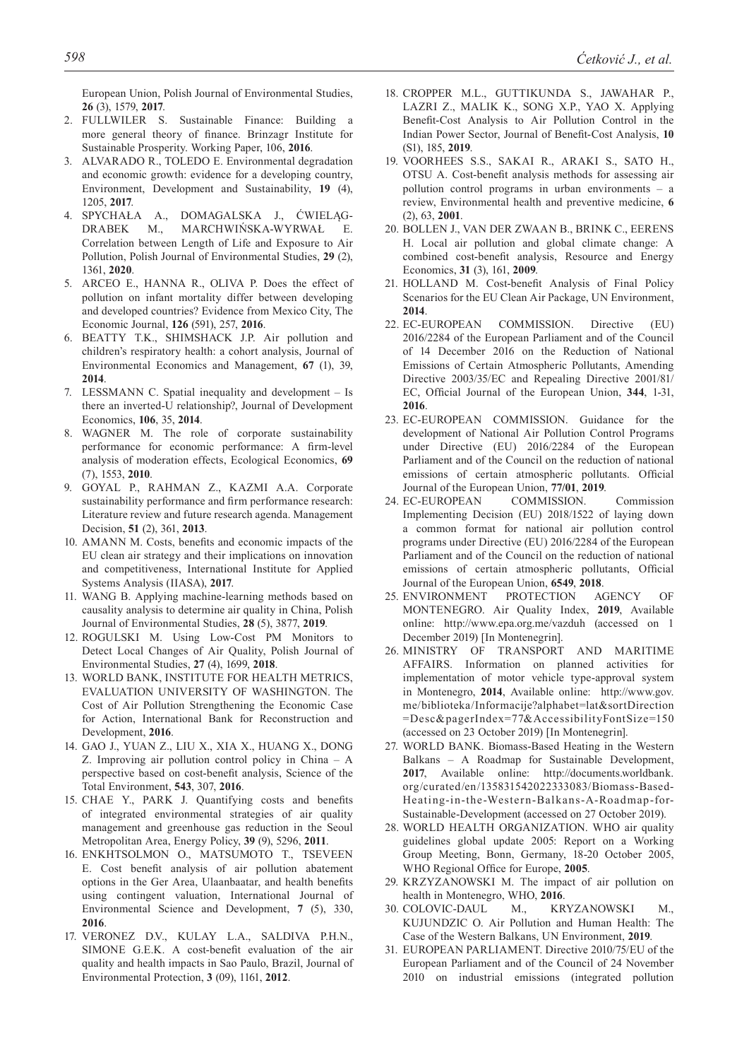European Union, Polish Journal of Environmental Studies, **26** (3), 1579, **2017**.

2. FULLWILER S. Sustainable Finance: Building a more general theory of finance. Brinzagr Institute for Sustainable Prosperity. Working Paper, 106, **2016**.
3. ALVARADO R., TOLEDO E. Environmental degradation and economic growth: evidence for a developing country, Environment, Development and Sustainability, **19** (4), 1205, **2017**.
4. SPYCHAŁA A., DOMAGALSKA J., ĆWIELĄG-DRABEK M., MARCHWIŃSKA-WYRWAŁ E. Correlation between Length of Life and Exposure to Air Pollution, Polish Journal of Environmental Studies, **29** (2), 1361, **2020**.
5. ARCEO E., HANNA R., OLIVA P. Does the effect of pollution on infant mortality differ between developing and developed countries? Evidence from Mexico City, The Economic Journal, **126** (591), 257, **2016**.
6. BEATTY T.K., SHIMSHACK J.P. Air pollution and children's respiratory health: a cohort analysis, Journal of Environmental Economics and Management, **67** (1), 39, **2014**.
7. LESSMANN C. Spatial inequality and development – Is there an inverted-U relationship?, Journal of Development Economics, **106**, 35, **2014**.
8. WAGNER M. The role of corporate sustainability performance for economic performance: A firm-level analysis of moderation effects, Ecological Economics, **69** (7), 1553, **2010**.
9. GOYAL P., RAHMAN Z., KAZMI A.A. Corporate sustainability performance and firm performance research: Literature review and future research agenda. Management Decision, **51** (2), 361, **2013**.
10. AMANN M. Costs, benefits and economic impacts of the EU clean air strategy and their implications on innovation and competitiveness, International Institute for Applied Systems Analysis (IIASA), **2017**.
11. WANG B. Applying machine-learning methods based on causality analysis to determine air quality in China, Polish Journal of Environmental Studies, **28** (5), 3877, **2019**.
12. ROGULSKI M. Using Low-Cost PM Monitors to Detect Local Changes of Air Quality, Polish Journal of Environmental Studies, **27** (4), 1699, **2018**.
13. WORLD BANK, INSTITUTE FOR HEALTH METRICS, EVALUATION UNIVERSITY OF WASHINGTON. The Cost of Air Pollution Strengthening the Economic Case for Action, International Bank for Reconstruction and Development, **2016**.
14. GAO J., YUAN Z., LIU X., XIA X., HUANG X., DONG Z. Improving air pollution control policy in China – A perspective based on cost-benefit analysis, Science of the Total Environment, **543**, 307, **2016**.
15. CHAE Y., PARK J. Quantifying costs and benefits of integrated environmental strategies of air quality management and greenhouse gas reduction in the Seoul Metropolitan Area, Energy Policy, **39** (9), 5296, **2011**.
16. ENKHTSOLMON O., MATSUMOTO T., TSEVEEN E. Cost benefit analysis of air pollution abatement options in the Ger Area, Ulaanbaatar, and health benefits using contingent valuation, International Journal of Environmental Science and Development, **7** (5), 330, **2016**.
17. VERONEZ D.V., KULAY L.A., SALDIVA P.H.N., SIMONE G.E.K. A cost-benefit evaluation of the air quality and health impacts in Sao Paulo, Brazil, Journal of Environmental Protection, **3** (09), 1161, **2012**.
18. CROPPER M.L., GUTTIKUNDA S., JAWAHAR P., LAZRI Z., MALIK K., SONG X.P., YAO X. Applying Benefit-Cost Analysis to Air Pollution Control in the Indian Power Sector, Journal of Benefit-Cost Analysis, **10** (S1), 185, **2019**.
19. VOORHEES S.S., SAKAI R., ARAKI S., SATO H., OTSU A. Cost-benefit analysis methods for assessing air pollution control programs in urban environments – a review, Environmental health and preventive medicine, **6** (2), 63, **2001**.
20. BOLLEN J., VAN DER ZWAAN B., BRINK C., EERENS H. Local air pollution and global climate change: A combined cost-benefit analysis, Resource and Energy Economics, **31** (3), 161, **2009**.
21. HOLLAND M. Cost-benefit Analysis of Final Policy Scenarios for the EU Clean Air Package, UN Environment, **2014**.
22. EC-EUROPEAN COMMISSION. Directive (EU) 2016/2284 of the European Parliament and of the Council of 14 December 2016 on the Reduction of National Emissions of Certain Atmospheric Pollutants, Amending Directive 2003/35/EC and Repealing Directive 2001/81/EC, Official Journal of the European Union, **344**, 1-31, **2016**.
23. EC-EUROPEAN COMMISSION. Guidance for the development of National Air Pollution Control Programs under Directive (EU) 2016/2284 of the European Parliament and of the Council on the reduction of national emissions of certain atmospheric pollutants. Official Journal of the European Union, **77/01**, **2019**.
24. EC-EUROPEAN COMMISSION. Commission Implementing Decision (EU) 2018/1522 of laying down a common format for national air pollution control programs under Directive (EU) 2016/2284 of the European Parliament and of the Council on the reduction of national emissions of certain atmospheric pollutants, Official Journal of the European Union, **6549**, **2018**.
25. ENVIRONMENT PROTECTION AGENCY OF MONTENEGRO. Air Quality Index, **2019**, Available online: http://www.epa.org.me/vazduh (accessed on 1 December 2019) [In Montenegrin].
26. MINISTRY OF TRANSPORT AND MARITIME AFFAIRS. Information on planned activities for implementation of motor vehicle type-approval system in Montenegro, **2014**, Available online: http://www.gov.me/biblioteka/Informacije?alphabet=lat&sortDirection=Desc&pagerIndex=77&AccessibilityFontSize=150 (accessed on 23 October 2019) [In Montenegrin].
27. WORLD BANK. Biomass-Based Heating in the Western Balkans – A Roadmap for Sustainable Development, **2017**, Available online: http://documents.worldbank.org/curated/en/135831542022333083/Biomass-Based-Heating-in-the-Western-Balkans-A-Roadmap-for-Sustainable-Development (accessed on 27 October 2019).
28. WORLD HEALTH ORGANIZATION. WHO air quality guidelines global update 2005: Report on a Working Group Meeting, Bonn, Germany, 18-20 October 2005, WHO Regional Office for Europe, **2005**.
29. KRZYZANOWSKI M. The impact of air pollution on health in Montenegro, WHO, **2016**.
30. COLOVIC-DAUL M., KRZYZANOWSKI M., KUJUNDZIC O. Air Pollution and Human Health: The Case of the Western Balkans, UN Environment, **2019**.
31. EUROPEAN PARLIAMENT. Directive 2010/75/EU of the European Parliament and of the Council of 24 November 2010 on industrial emissions (integrated pollution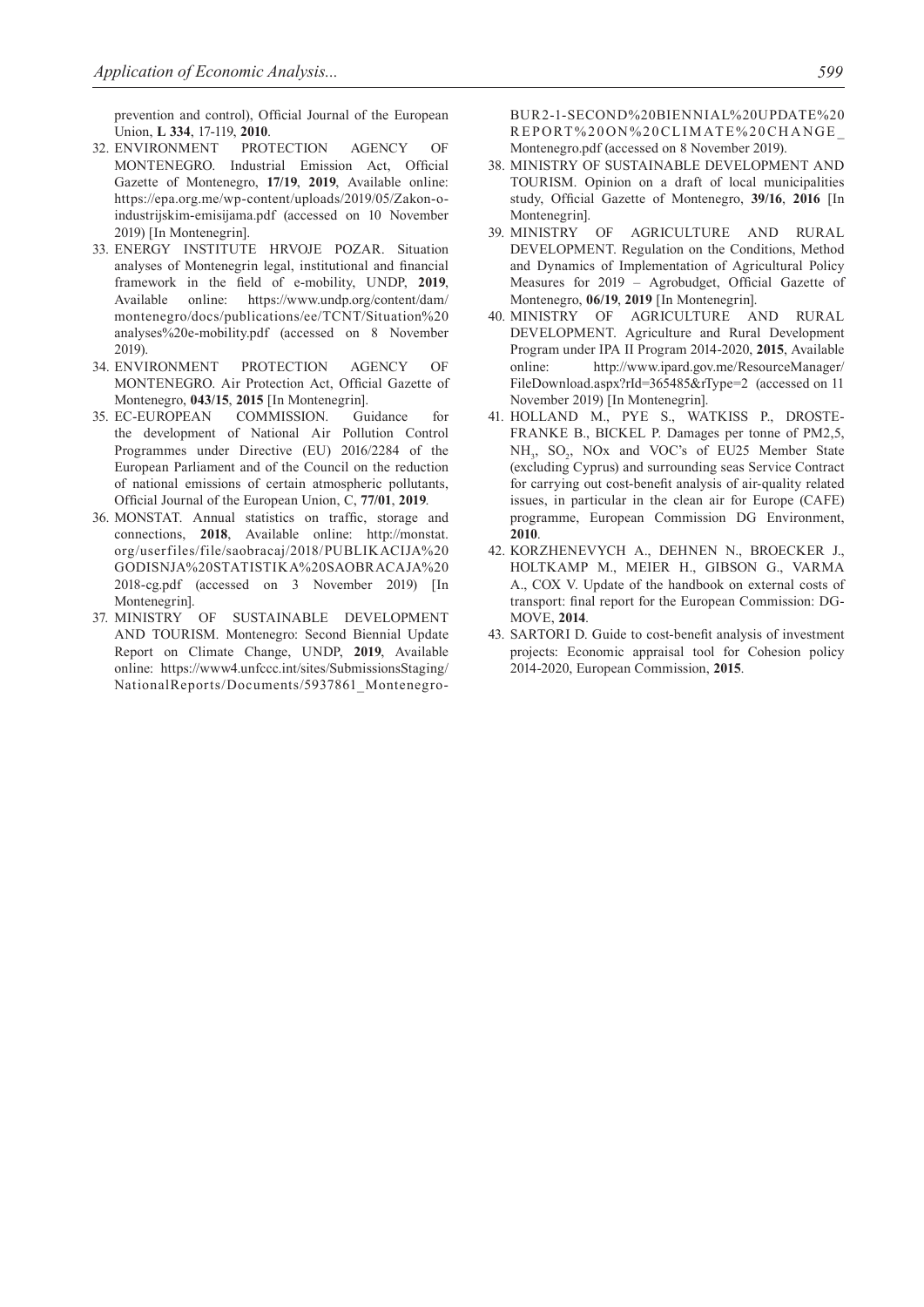prevention and control), Official Journal of the European Union, **L 334**, 17-119, **2010**.

32. ENVIRONMENT PROTECTION AGENCY OF MONTENEGRO. Industrial Emission Act, Official Gazette of Montenegro, **17/19**, **2019**, Available online: https://epa.org.me/wp-content/uploads/2019/05/Zakon-o-industrijskim-emisijama.pdf (accessed on 10 November 2019) [In Montenegrin].
33. ENERGY INSTITUTE HRVOJE POZAR. Situation analyses of Montenegrin legal, institutional and financial framework in the field of e-mobility, UNDP, **2019**, Available online: https://www.undp.org/content/dam/montenegro/docs/publications/ee/TCNT/Situation%20analyses%20e-mobility.pdf (accessed on 8 November 2019).
34. ENVIRONMENT PROTECTION AGENCY OF MONTENEGRO. Air Protection Act, Official Gazette of Montenegro, **043/15**, **2015** [In Montenegrin].
35. EC-EUROPEAN COMMISSION. Guidance for the development of National Air Pollution Control Programmes under Directive (EU) 2016/2284 of the European Parliament and of the Council on the reduction of national emissions of certain atmospheric pollutants, Official Journal of the European Union, C, **77/01**, **2019**.
36. MONSTAT. Annual statistics on traffic, storage and connections, **2018**, Available online: http://monstat.org/userfiles/file/saobracaj/2018/PUBLIKACIJA%20GODISNJA%20STATISTIKA%20SAOBRACAJA%202018-cg.pdf (accessed on 3 November 2019) [In Montenegrin].
37. MINISTRY OF SUSTAINABLE DEVELOPMENT AND TOURISM. Montenegro: Second Biennial Update Report on Climate Change, UNDP, **2019**, Available online: https://www4.unfccc.int/sites/SubmissionsStaging/NationalReports/Documents/5937861_Montenegro-BUR2-1-SECOND%20BIENNIAL%20UPDATE%20REPORT%20ON%20CLIMATE%20CHANGE_Montenegro.pdf (accessed on 8 November 2019).
38. MINISTRY OF SUSTAINABLE DEVELOPMENT AND TOURISM. Opinion on a draft of local municipalities study, Official Gazette of Montenegro, **39/16**, **2016** [In Montenegrin].
39. MINISTRY OF AGRICULTURE AND RURAL DEVELOPMENT. Regulation on the Conditions, Method and Dynamics of Implementation of Agricultural Policy Measures for 2019 – Agrobudget, Official Gazette of Montenegro, **06/19**, **2019** [In Montenegrin].
40. MINISTRY OF AGRICULTURE AND RURAL DEVELOPMENT. Agriculture and Rural Development Program under IPA II Program 2014-2020, **2015**, Available online: http://www.ipard.gov.me/ResourceManager/FileDownload.aspx?rId=365485&rType=2 (accessed on 11 November 2019) [In Montenegrin].
41. HOLLAND M., PYE S., WATKISS P., DROSTE-FRANKE B., BICKEL P. Damages per tonne of PM2,5, $NH_3$, $SO_2$, NOx and VOC's of EU25 Member State (excluding Cyprus) and surrounding seas Service Contract for carrying out cost-benefit analysis of air-quality related issues, in particular in the clean air for Europe (CAFE) programme, European Commission DG Environment, **2010**.
42. KORZHENEVYCH A., DEHNEN N., BROECKER J., HOLTKAMP M., MEIER H., GIBSON G., VARMA A., COX V. Update of the handbook on external costs of transport: final report for the European Commission: DG-MOVE, **2014**.
43. SARTORI D. Guide to cost-benefit analysis of investment projects: Economic appraisal tool for Cohesion policy 2014-2020, European Commission, **2015**.